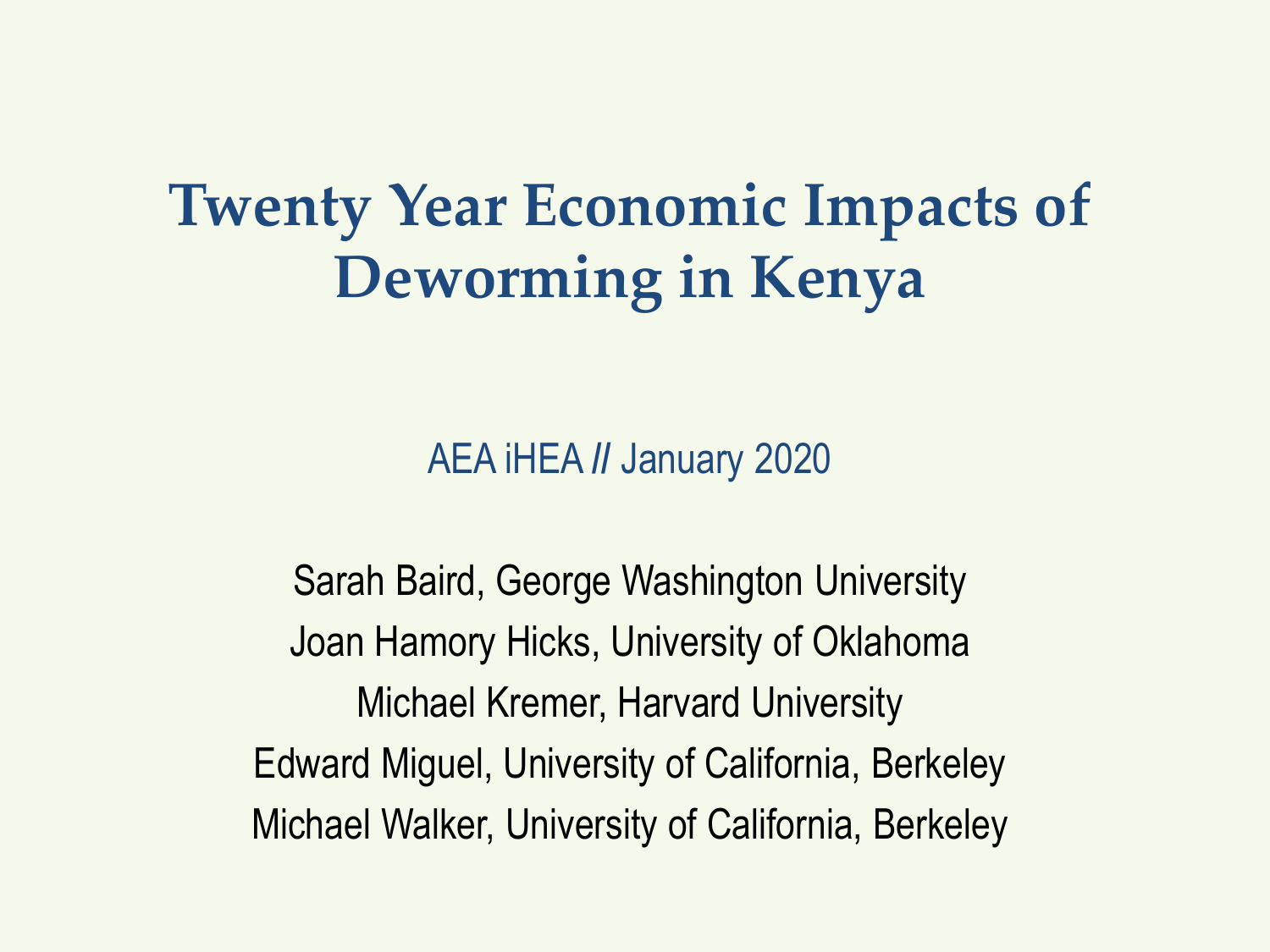# Twenty Year Economic Impacts of Deworming in Kenya

AEA iHEA // January 2020

Sarah Baird, George Washington University

Joan Hamory Hicks, University of Oklahoma

Michael Kremer, Harvard University

Edward Miguel, University of California, Berkeley

Michael Walker, University of California, Berkeley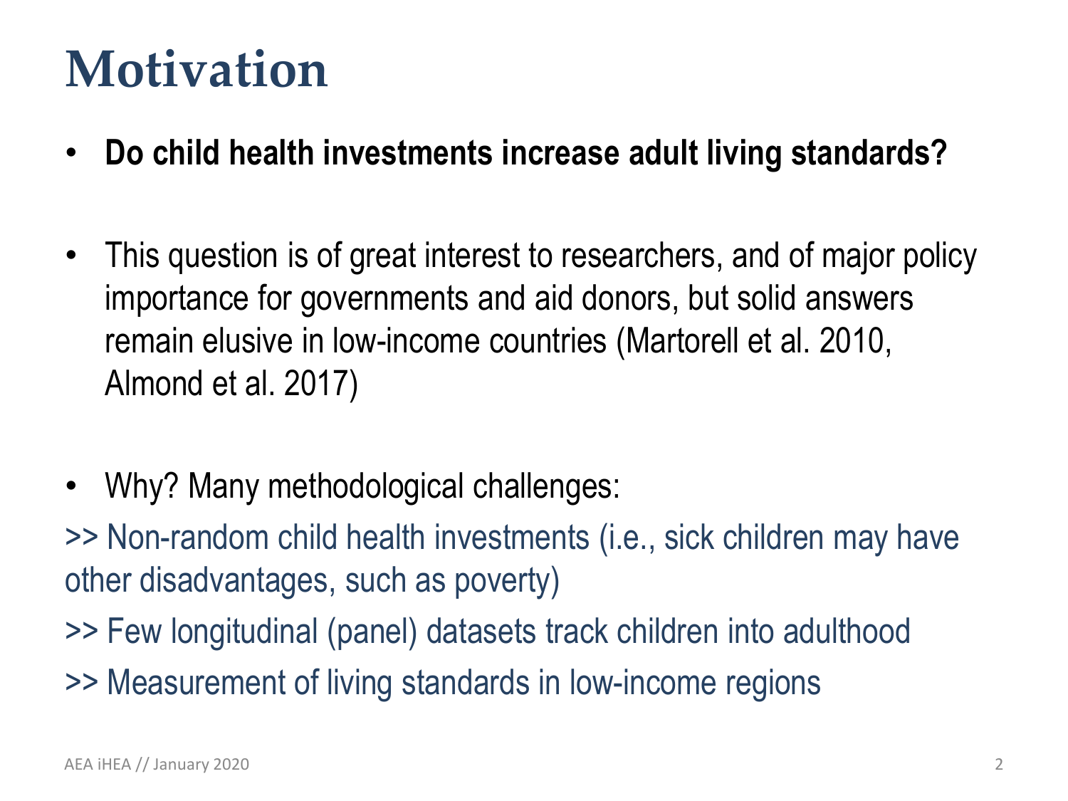# Motivation

- **Do child health investments increase adult living standards?**

- This question is of great interest to researchers, and of major policy importance for governments and aid donors, but solid answers remain elusive in low-income countries (Martorell et al. 2010, Almond et al. 2017)

- Why? Many methodological challenges:

>> Non-random child health investments (i.e., sick children may have other disadvantages, such as poverty)

>> Few longitudinal (panel) datasets track children into adulthood

>> Measurement of living standards in low-income regions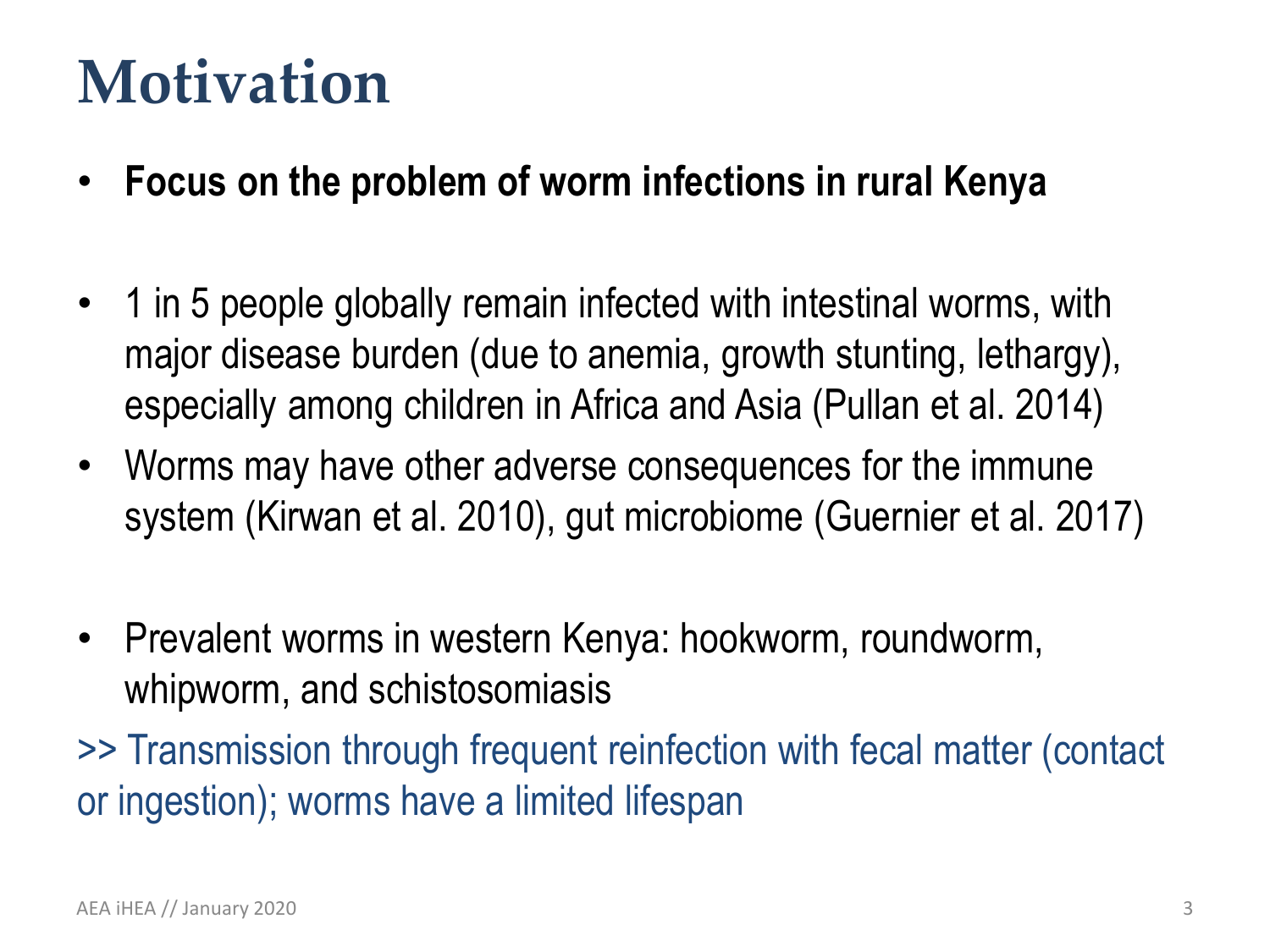# Motivation

- **Focus on the problem of worm infections in rural Kenya**

- 1 in 5 people globally remain infected with intestinal worms, with major disease burden (due to anemia, growth stunting, lethargy), especially among children in Africa and Asia (Pullan et al. 2014)
- Worms may have other adverse consequences for the immune system (Kirwan et al. 2010), gut microbiome (Guernier et al. 2017)

- Prevalent worms in western Kenya: hookworm, roundworm, whipworm, and schistosomiasis

>> Transmission through frequent reinfection with fecal matter (contact or ingestion); worms have a limited lifespan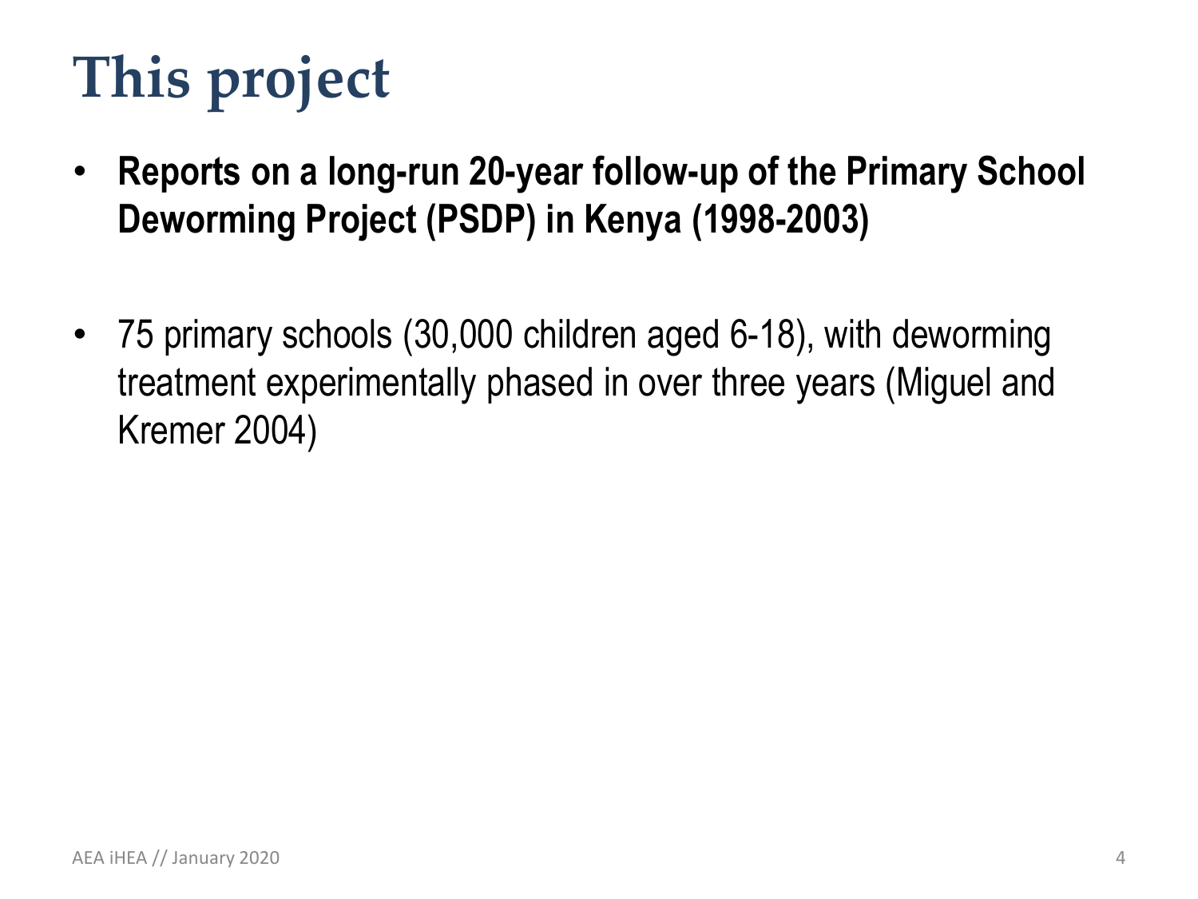# This project

- **Reports on a long-run 20-year follow-up of the Primary School Deworming Project (PSDP) in Kenya (1998-2003)**

- 75 primary schools (30,000 children aged 6-18), with deworming treatment experimentally phased in over three years (Miguel and Kremer 2004)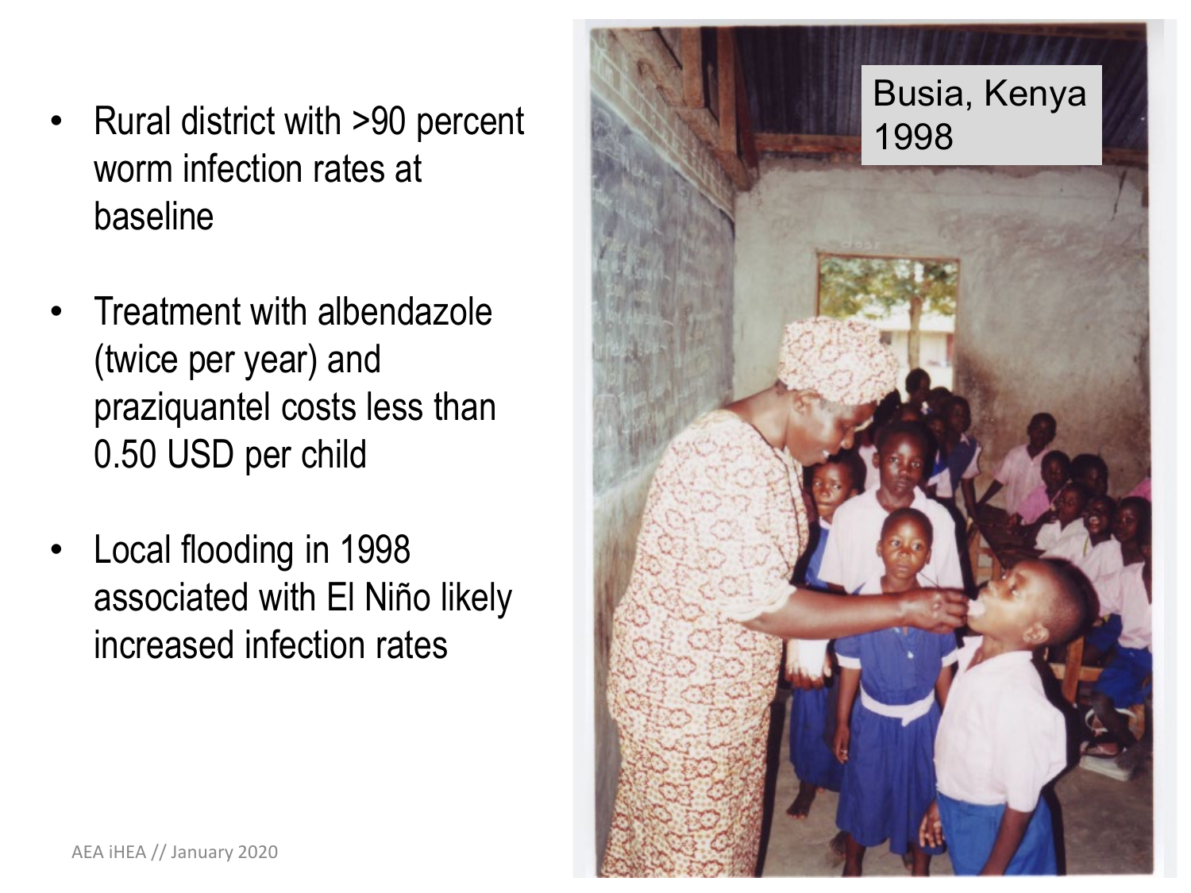- Rural district with >90 percent worm infection rates at baseline
- Treatment with albendazole (twice per year) and praziquantel costs less than 0.50 USD per child
- Local flooding in 1998 associated with El Niño likely increased infection rates

Busia, Kenya 1998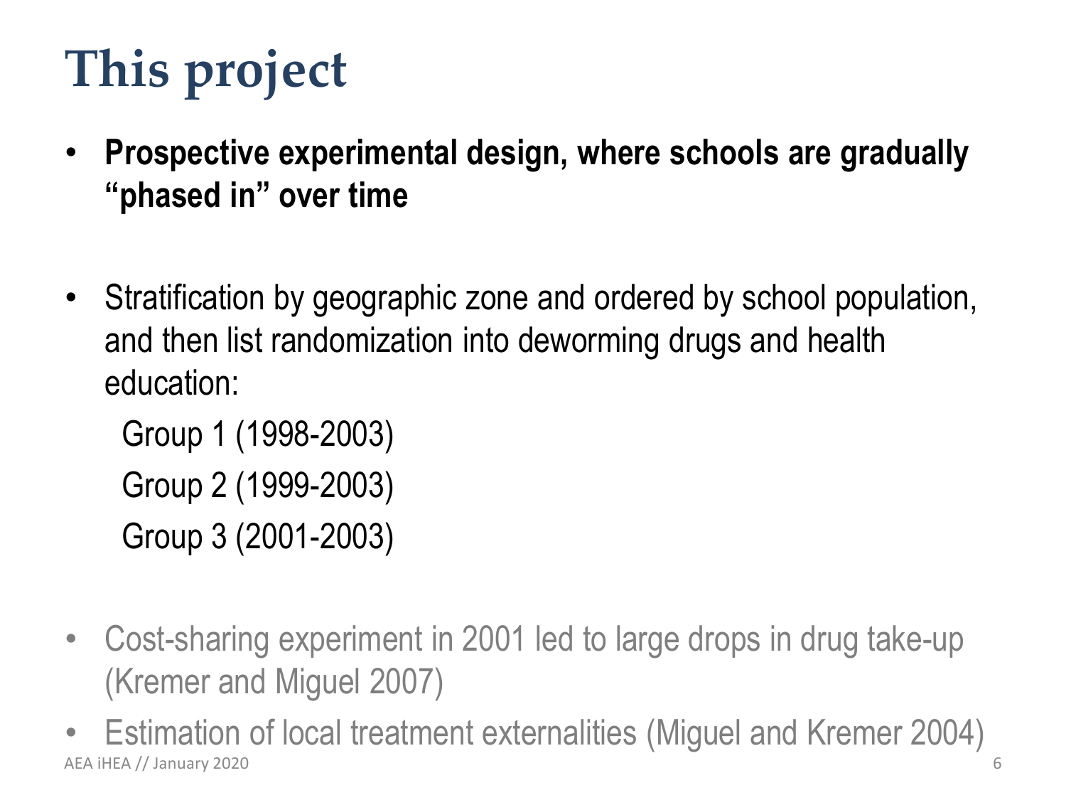# This project

- **Prospective experimental design, where schools are gradually "phased in" over time**

- Stratification by geographic zone and ordered by school population, and then list randomization into deworming drugs and health education:

  Group 1 (1998-2003)

  Group 2 (1999-2003)

  Group 3 (2001-2003)

- Cost-sharing experiment in 2001 led to large drops in drug take-up (Kremer and Miguel 2007)
- Estimation of local treatment externalities (Miguel and Kremer 2004)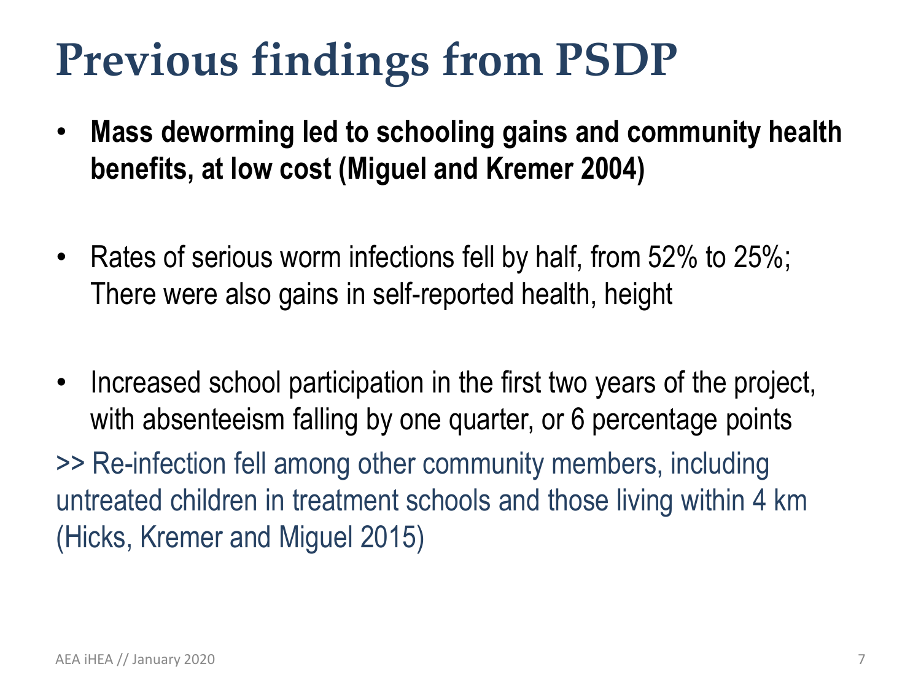# Previous findings from PSDP

- **Mass deworming led to schooling gains and community health benefits, at low cost (Miguel and Kremer 2004)**

- Rates of serious worm infections fell by half, from 52% to 25%; There were also gains in self-reported health, height

- Increased school participation in the first two years of the project, with absenteeism falling by one quarter, or 6 percentage points

>> Re-infection fell among other community members, including untreated children in treatment schools and those living within 4 km (Hicks, Kremer and Miguel 2015)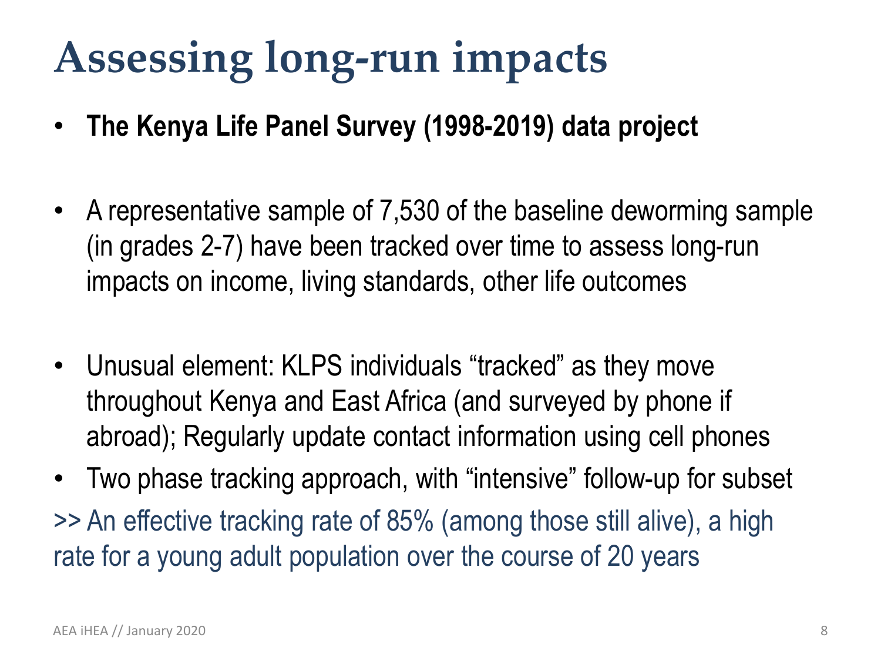# Assessing long-run impacts

- **The Kenya Life Panel Survey (1998-2019) data project**

- A representative sample of 7,530 of the baseline deworming sample (in grades 2-7) have been tracked over time to assess long-run impacts on income, living standards, other life outcomes

- Unusual element: KLPS individuals "tracked" as they move throughout Kenya and East Africa (and surveyed by phone if abroad); Regularly update contact information using cell phones
- Two phase tracking approach, with "intensive" follow-up for subset

>> An effective tracking rate of 85% (among those still alive), a high rate for a young adult population over the course of 20 years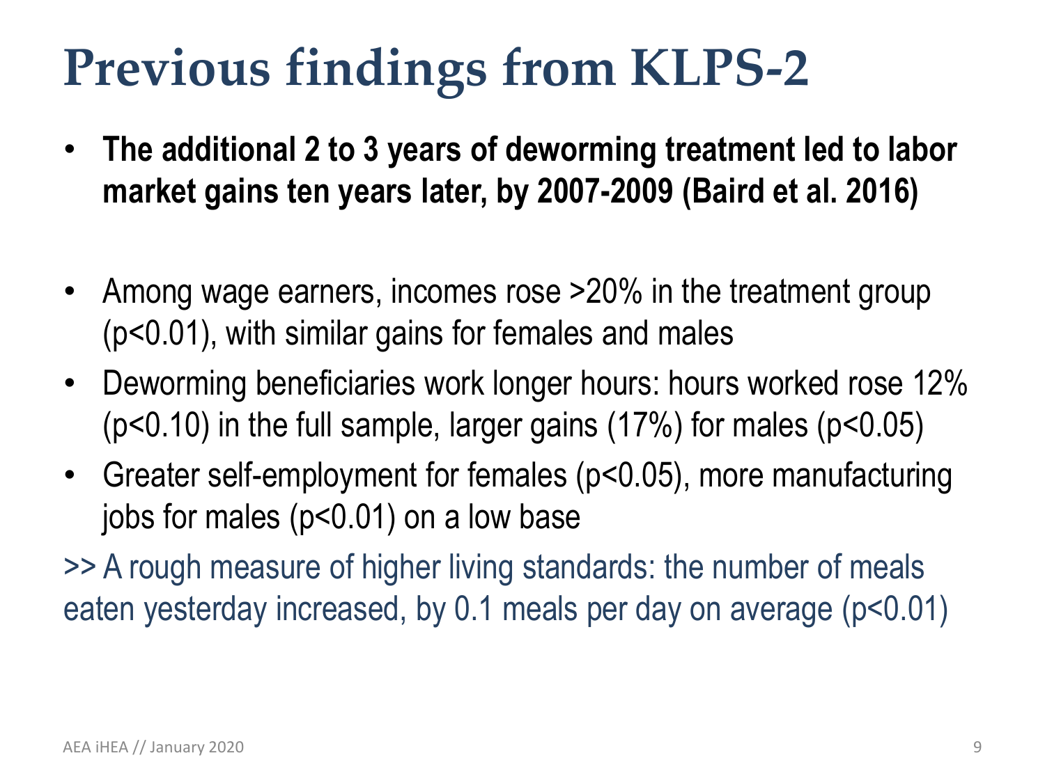# Previous findings from KLPS-2

- **The additional 2 to 3 years of deworming treatment led to labor market gains ten years later, by 2007-2009 (Baird et al. 2016)**

- Among wage earners, incomes rose >20% in the treatment group ($p<0.01$), with similar gains for females and males
- Deworming beneficiaries work longer hours: hours worked rose 12% ($p<0.10$) in the full sample, larger gains (17%) for males ($p<0.05$)
- Greater self-employment for females ($p<0.05$), more manufacturing jobs for males ($p<0.01$) on a low base

>> A rough measure of higher living standards: the number of meals eaten yesterday increased, by 0.1 meals per day on average ($p<0.01$)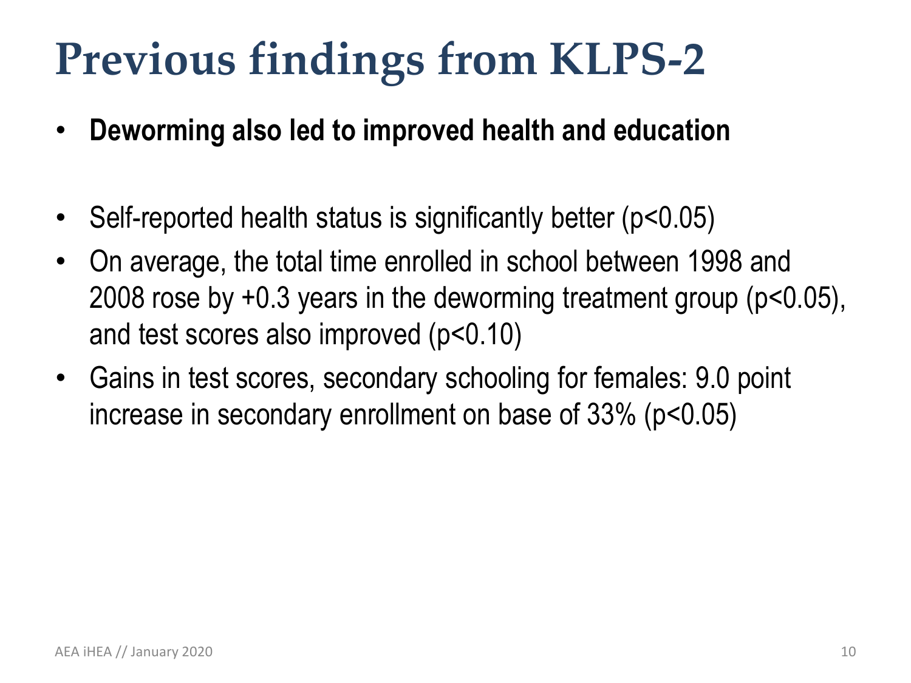# Previous findings from KLPS-2

- **Deworming also led to improved health and education**

- Self-reported health status is significantly better ($p<0.05$)
- On average, the total time enrolled in school between 1998 and 2008 rose by +0.3 years in the deworming treatment group ($p<0.05$), and test scores also improved ($p<0.10$)
- Gains in test scores, secondary schooling for females: 9.0 point increase in secondary enrollment on base of 33% ($p<0.05$)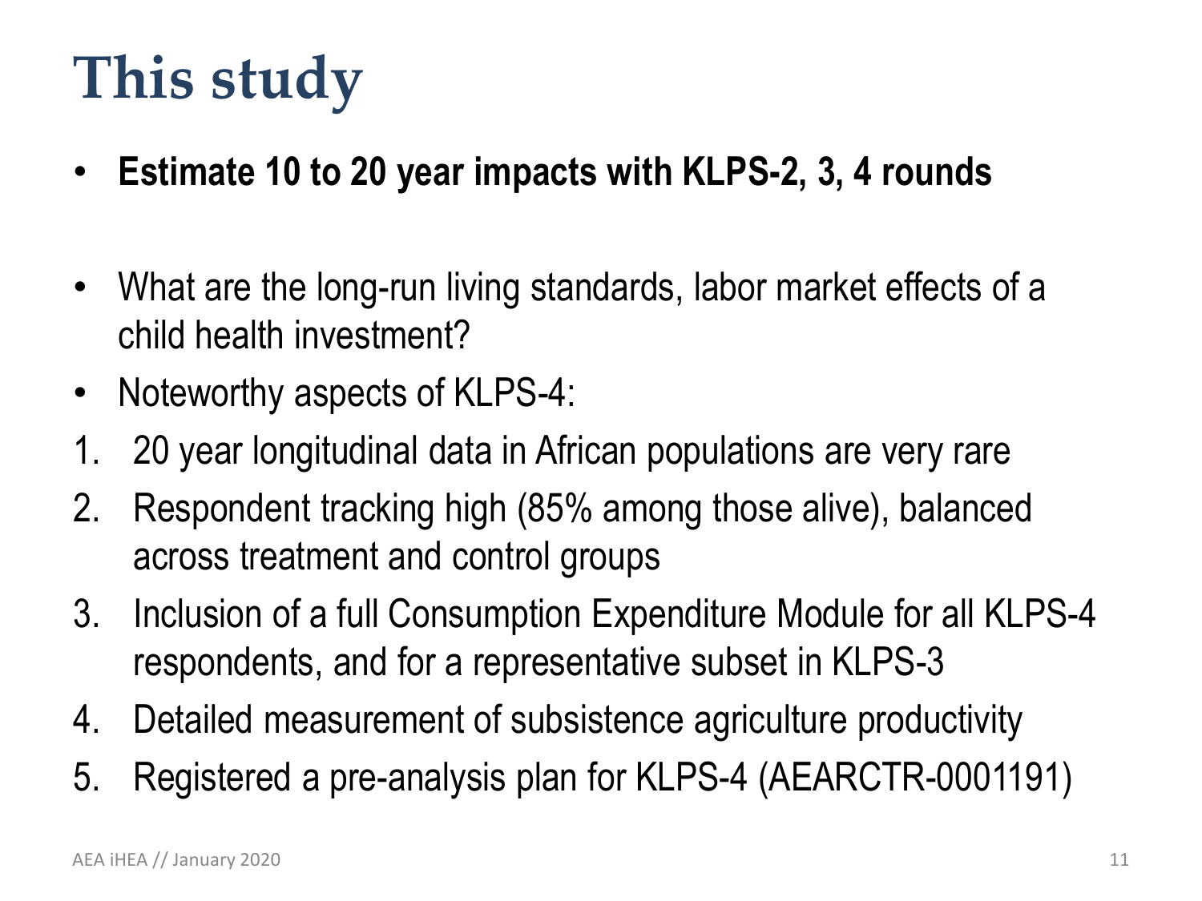# This study

- **Estimate 10 to 20 year impacts with KLPS-2, 3, 4 rounds**

- What are the long-run living standards, labor market effects of a child health investment?
- Noteworthy aspects of KLPS-4:

1. 20 year longitudinal data in African populations are very rare
2. Respondent tracking high (85% among those alive), balanced across treatment and control groups
3. Inclusion of a full Consumption Expenditure Module for all KLPS-4 respondents, and for a representative subset in KLPS-3
4. Detailed measurement of subsistence agriculture productivity
5. Registered a pre-analysis plan for KLPS-4 (AEARCTR-0001191)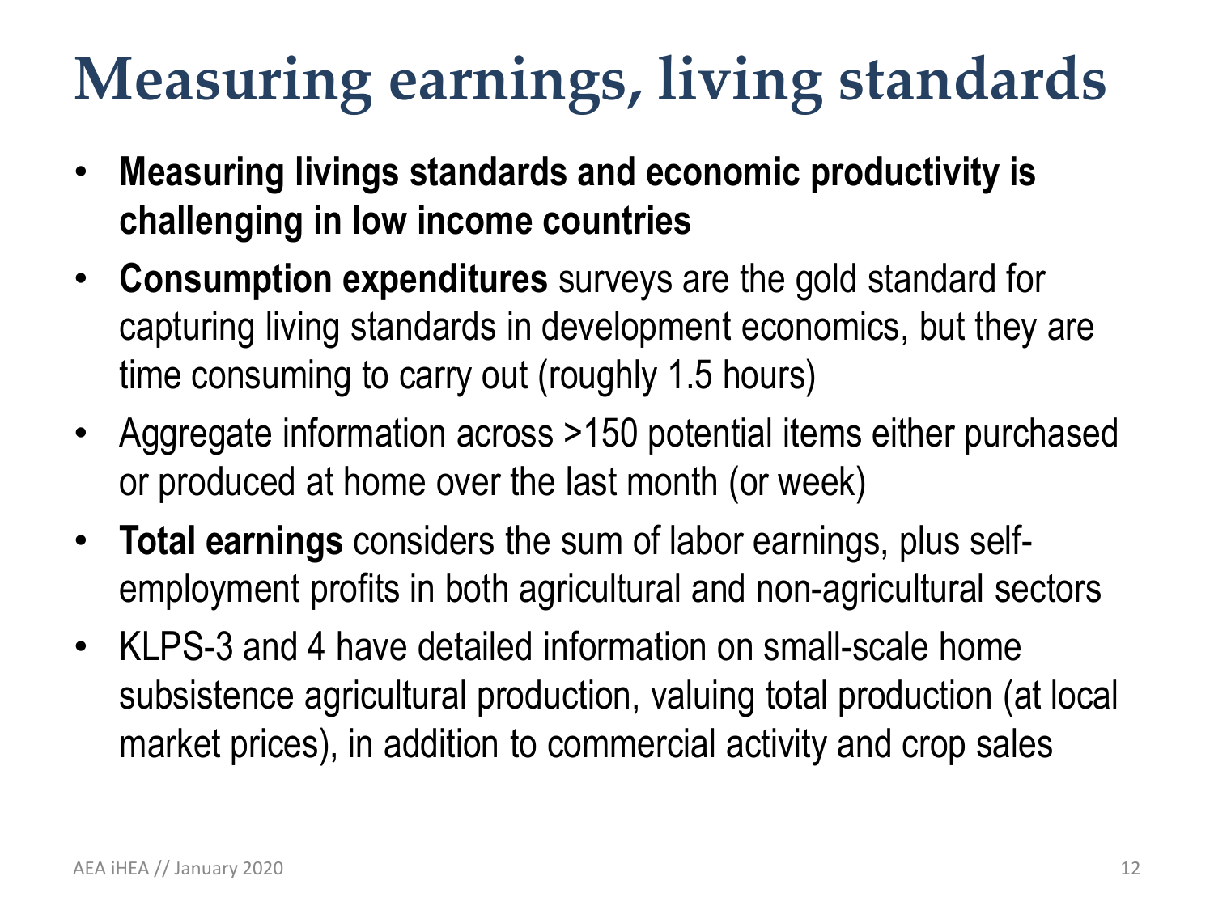# Measuring earnings, living standards

- **Measuring livings standards and economic productivity is challenging in low income countries**
- **Consumption expenditures** surveys are the gold standard for capturing living standards in development economics, but they are time consuming to carry out (roughly 1.5 hours)
- Aggregate information across >150 potential items either purchased or produced at home over the last month (or week)
- **Total earnings** considers the sum of labor earnings, plus self-employment profits in both agricultural and non-agricultural sectors
- KLPS-3 and 4 have detailed information on small-scale home subsistence agricultural production, valuing total production (at local market prices), in addition to commercial activity and crop sales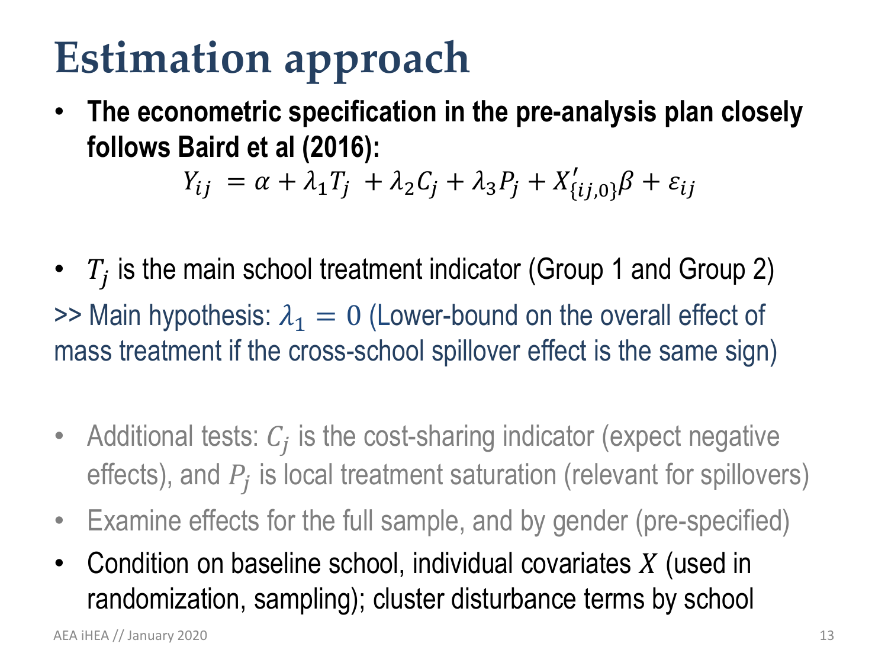# Estimation approach

- **The econometric specification in the pre-analysis plan closely follows Baird et al (2016):**

$$Y_{ij} = \alpha + \lambda_1 T_j + \lambda_2 C_j + \lambda_3 P_j + X'_{\{ij,0\}}\beta + \varepsilon_{ij}$$

- $T_j$ is the main school treatment indicator (Group 1 and Group 2)

>> Main hypothesis: $\lambda_1 = 0$ (Lower-bound on the overall effect of mass treatment if the cross-school spillover effect is the same sign)

- Additional tests: $C_j$ is the cost-sharing indicator (expect negative effects), and $P_j$ is local treatment saturation (relevant for spillovers)
- Examine effects for the full sample, and by gender (pre-specified)
- Condition on baseline school, individual covariates $X$ (used in randomization, sampling); cluster disturbance terms by school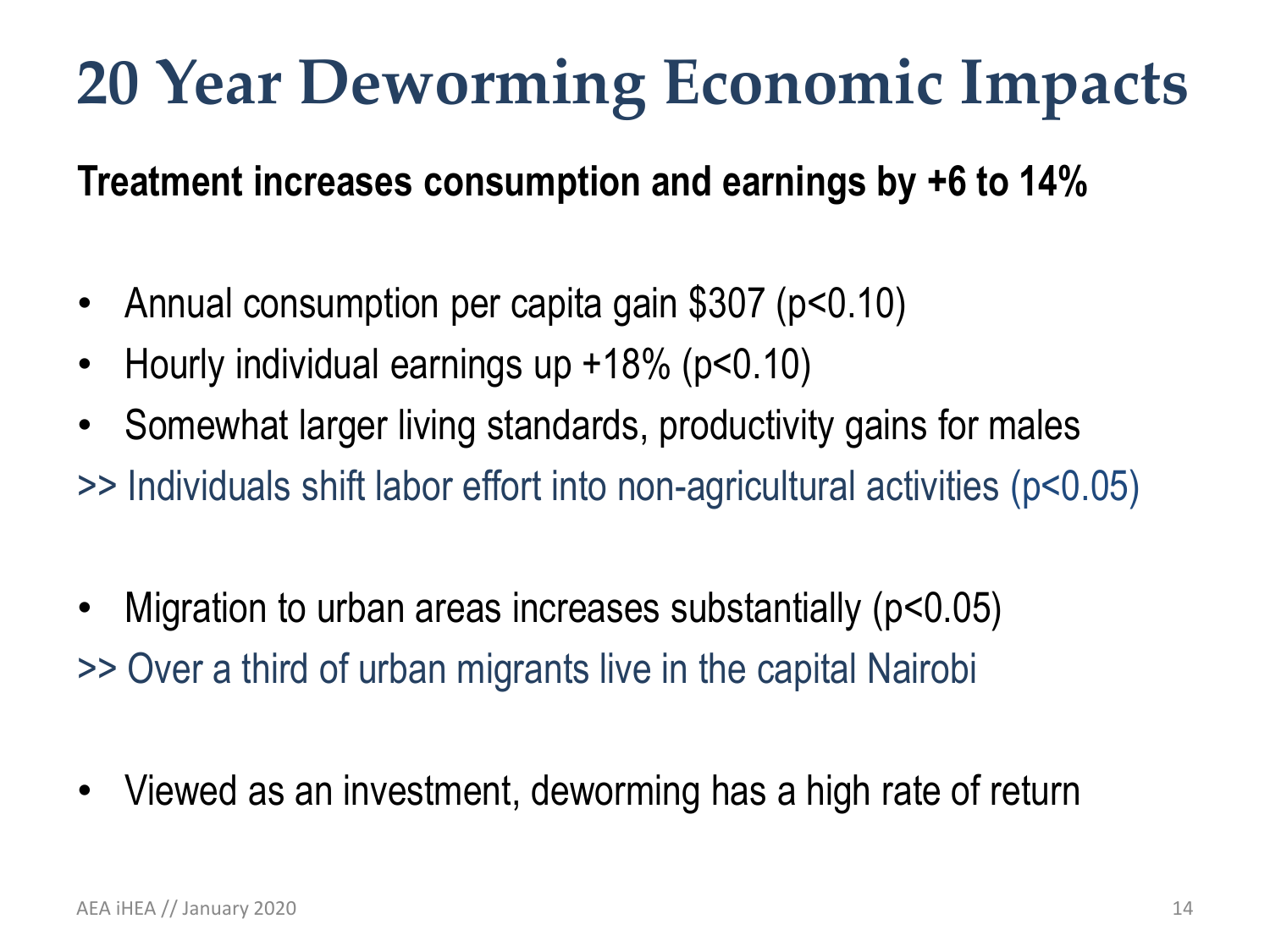# 20 Year Deworming Economic Impacts

**Treatment increases consumption and earnings by +6 to 14%**

- Annual consumption per capita gain $307 ($p<0.10$)
- Hourly individual earnings up +18% ($p<0.10$)
- Somewhat larger living standards, productivity gains for males

>> Individuals shift labor effort into non-agricultural activities ($p<0.05$)

- Migration to urban areas increases substantially ($p<0.05$)

>> Over a third of urban migrants live in the capital Nairobi

- Viewed as an investment, deworming has a high rate of return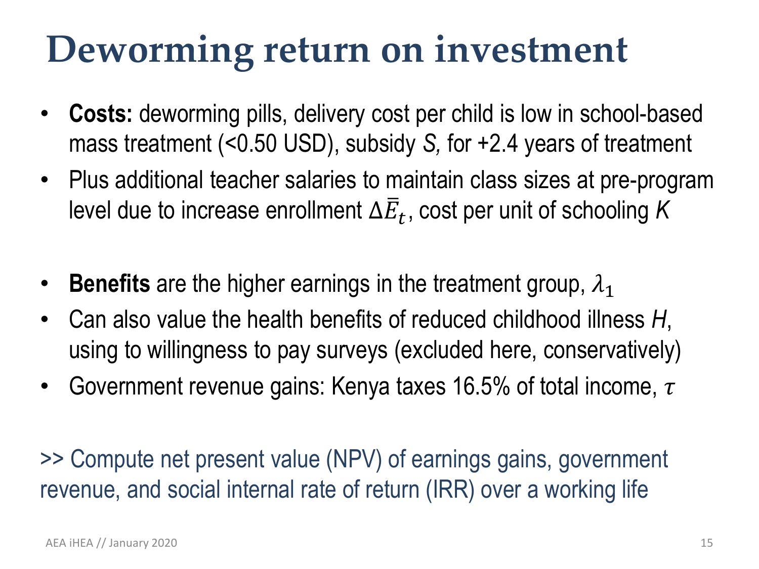# Deworming return on investment

- **Costs:** deworming pills, delivery cost per child is low in school-based mass treatment (<0.50 USD), subsidy *S,* for +2.4 years of treatment
- Plus additional teacher salaries to maintain class sizes at pre-program level due to increase enrollment $\Delta\bar{E}_t$, cost per unit of schooling *K*

- **Benefits** are the higher earnings in the treatment group, $\lambda_1$
- Can also value the health benefits of reduced childhood illness *H*, using to willingness to pay surveys (excluded here, conservatively)
- Government revenue gains: Kenya taxes 16.5% of total income, $\tau$

>> Compute net present value (NPV) of earnings gains, government revenue, and social internal rate of return (IRR) over a working life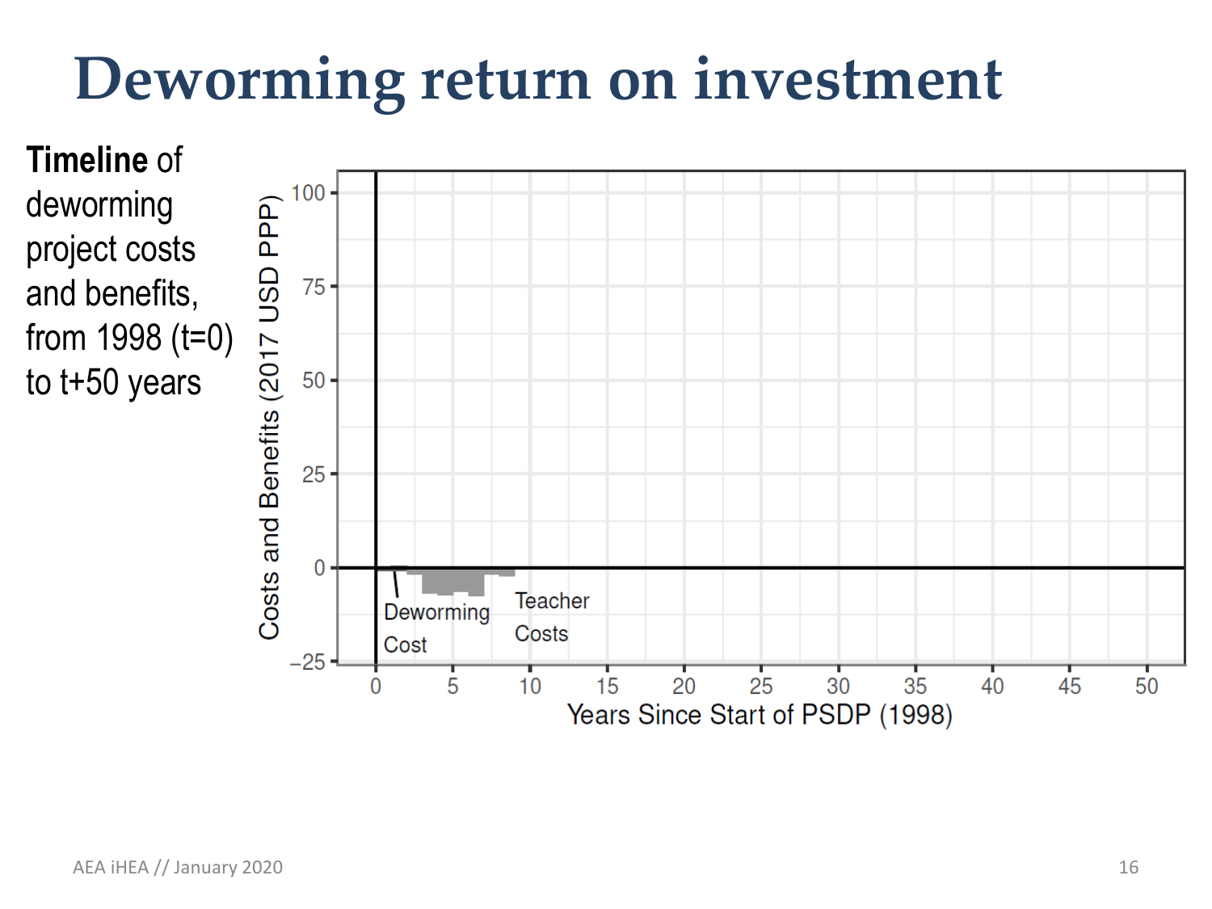# Deworming return on investment

**Timeline** of deworming project costs and benefits, from 1998 (t=0) to t+50 years

Costs and Benefits (2017 USD PPP)

100
75
50
25
0
−25

Deworming Cost

Teacher Costs

0 5 10 15 20 25 30 35 40 45 50

Years Since Start of PSDP (1998)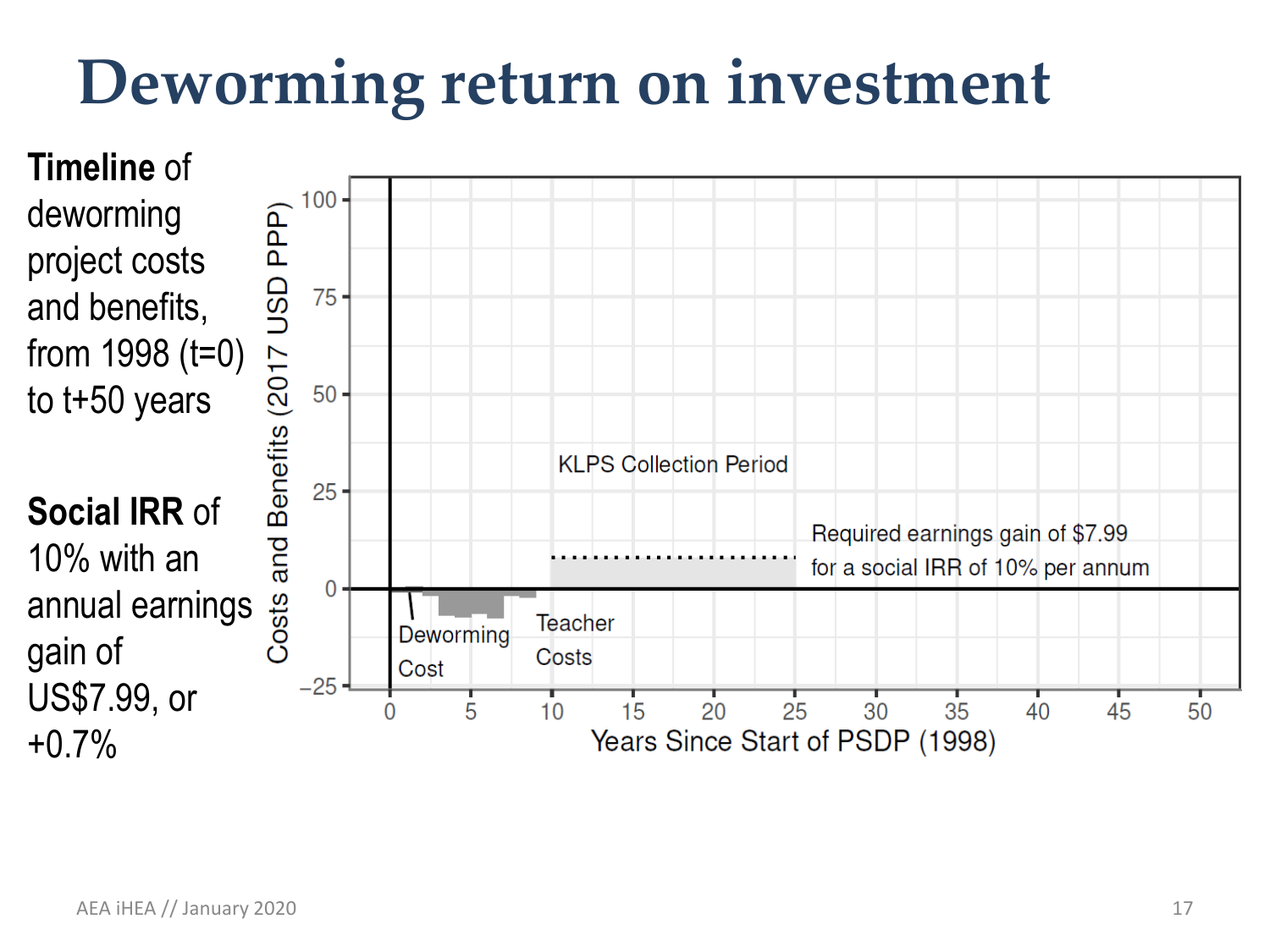# Deworming return on investment

**Timeline** of deworming project costs and benefits, from 1998 (t=0) to t+50 years

**Social IRR** of 10% with an annual earnings gain of US$7.99, or +0.7%

KLPS Collection Period

Required earnings gain of $7.99 for a social IRR of 10% per annum

Deworming Cost

Teacher Costs

Costs and Benefits (2017 USD PPP)

Years Since Start of PSDP (1998)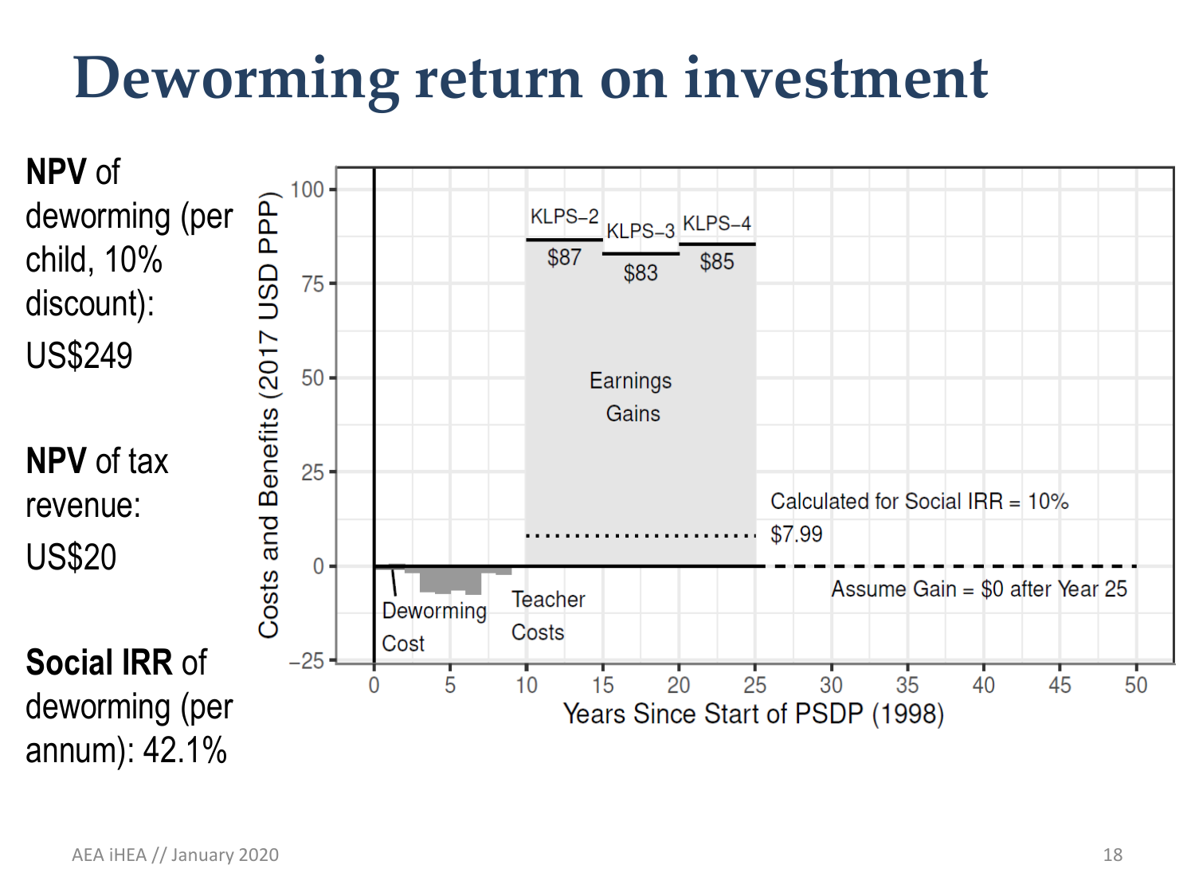# Deworming return on investment

**NPV** of deworming (per child, 10% discount): US$249

**NPV** of tax revenue: US$20

**Social IRR** of deworming (per annum): 42.1%

Costs and Benefits (2017 USD PPP)

Years Since Start of PSDP (1998)

KLPS–2 $87

KLPS–3 $83

KLPS–4 $85

Earnings Gains

Calculated for Social IRR = 10% $7.99

Assume Gain = $0 after Year 25

Deworming Cost

Teacher Costs

AEA iHEA // January 2020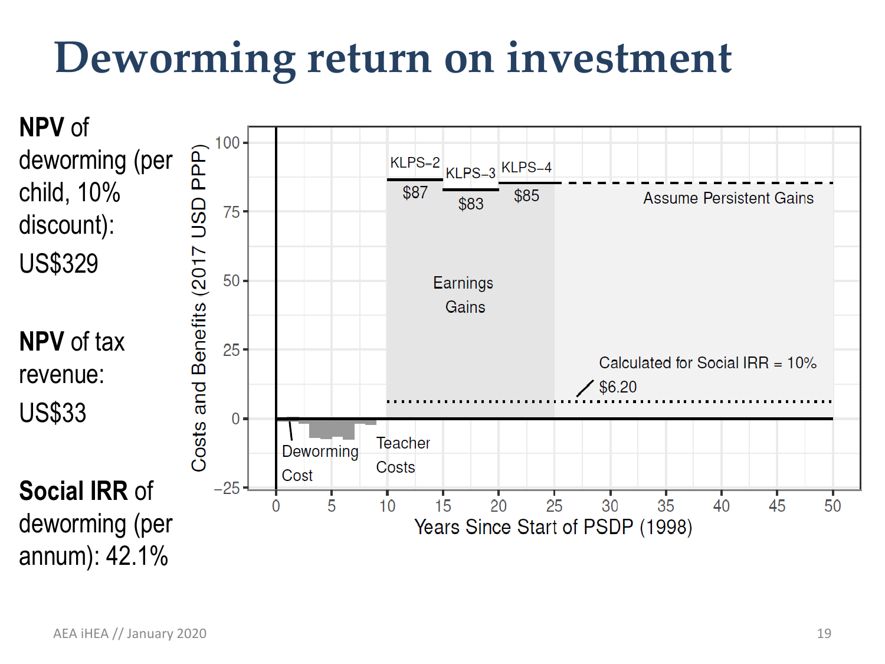# Deworming return on investment

**NPV** of deworming (per child, 10% discount): US$329

**NPV** of tax revenue: US$33

**Social IRR** of deworming (per annum): 42.1%

Costs and Benefits (2017 USD PPP)

KLPS–2 $87 | KLPS–3 $83 | KLPS–4 $85 | Assume Persistent Gains

Earnings Gains

Calculated for Social IRR = 10% $6.20

Deworming Cost | Teacher Costs

Years Since Start of PSDP (1998)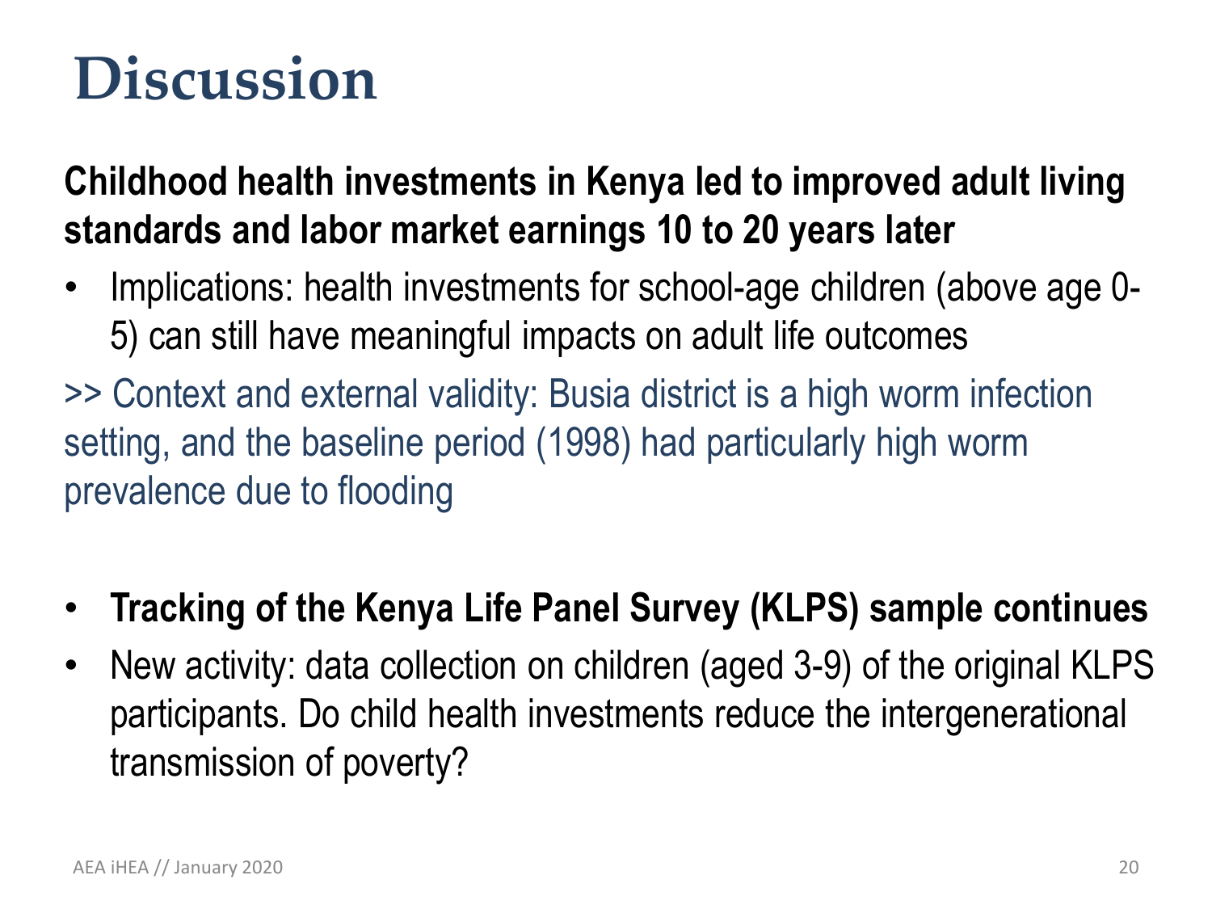# Discussion

**Childhood health investments in Kenya led to improved adult living standards and labor market earnings 10 to 20 years later**

- Implications: health investments for school-age children (above age 0-5) can still have meaningful impacts on adult life outcomes

>> Context and external validity: Busia district is a high worm infection setting, and the baseline period (1998) had particularly high worm prevalence due to flooding

- **Tracking of the Kenya Life Panel Survey (KLPS) sample continues**
- New activity: data collection on children (aged 3-9) of the original KLPS participants. Do child health investments reduce the intergenerational transmission of poverty?